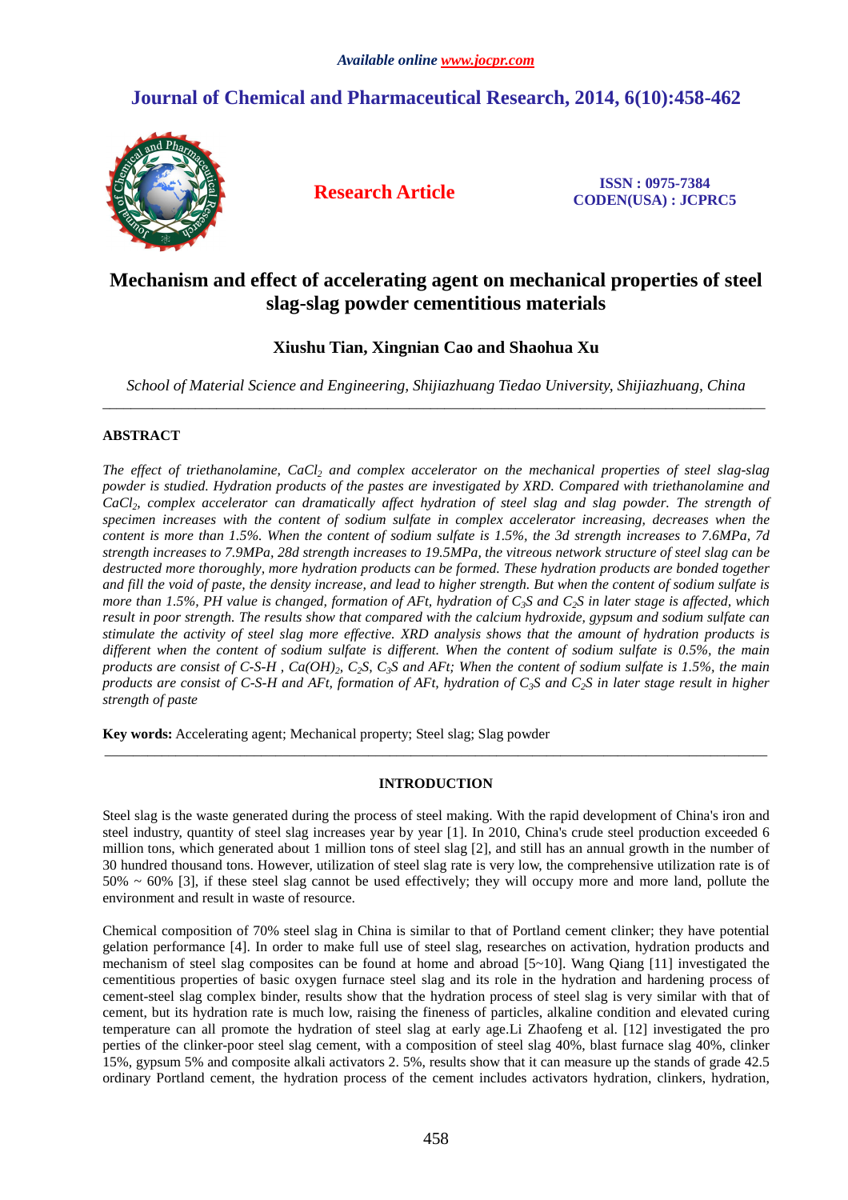# Mechanism and effect of accelerating agent on mechanical properties of steel slag-slag powder cementitious materials

**Xiushu Tian, Xingnian Cao and Shaohua Xu**

*School of Material Science and Engineering, Shijiazhuang Tiedao University, Shijiazhuang, China*

---

## ABSTRACT

*The effect of triethanolamine, $CaCl_2$ and complex accelerator on the mechanical properties of steel slag-slag powder is studied. Hydration products of the pastes are investigated by XRD. Compared with triethanolamine and $CaCl_2$, complex accelerator can dramatically affect hydration of steel slag and slag powder. The strength of specimen increases with the content of sodium sulfate in complex accelerator increasing, decreases when the content is more than 1.5%. When the content of sodium sulfate is 1.5%, the 3d strength increases to 7.6MPa, 7d strength increases to 7.9MPa, 28d strength increases to 19.5MPa, the vitreous network structure of steel slag can be destructed more thoroughly, more hydration products can be formed. These hydration products are bonded together and fill the void of paste, the density increase, and lead to higher strength. But when the content of sodium sulfate is more than 1.5%, PH value is changed, formation of AFt, hydration of $C_3S$ and $C_2S$ in later stage is affected, which result in poor strength. The results show that compared with the calcium hydroxide, gypsum and sodium sulfate can stimulate the activity of steel slag more effective. XRD analysis shows that the amount of hydration products is different when the content of sodium sulfate is different. When the content of sodium sulfate is 0.5%, the main products are consist of C-S-H , $Ca(OH)_2$, $C_2S$, $C_3S$ and AFt; When the content of sodium sulfate is 1.5%, the main products are consist of C-S-H and AFt, formation of AFt, hydration of $C_3S$ and $C_2S$ in later stage result in higher strength of paste*

**Key words:** Accelerating agent; Mechanical property; Steel slag; Slag powder

---

## INTRODUCTION

Steel slag is the waste generated during the process of steel making. With the rapid development of China's iron and steel industry, quantity of steel slag increases year by year [1]. In 2010, China's crude steel production exceeded 6 million tons, which generated about 1 million tons of steel slag [2], and still has an annual growth in the number of 30 hundred thousand tons. However, utilization of steel slag rate is very low, the comprehensive utilization rate is of 50% ~ 60% [3], if these steel slag cannot be used effectively; they will occupy more and more land, pollute the environment and result in waste of resource.

Chemical composition of 70% steel slag in China is similar to that of Portland cement clinker; they have potential gelation performance [4]. In order to make full use of steel slag, researches on activation, hydration products and mechanism of steel slag composites can be found at home and abroad [5~10]. Wang Qiang [11] investigated the cementitious properties of basic oxygen furnace steel slag and its role in the hydration and hardening process of cement-steel slag complex binder, results show that the hydration process of steel slag is very similar with that of cement, but its hydration rate is much low, raising the fineness of particles, alkaline condition and elevated curing temperature can all promote the hydration of steel slag at early age.Li Zhaofeng et al. [12] investigated the pro perties of the clinker-poor steel slag cement, with a composition of steel slag 40%, blast furnace slag 40%, clinker 15%, gypsum 5% and composite alkali activators 2. 5%, results show that it can measure up the stands of grade 42.5 ordinary Portland cement, the hydration process of the cement includes activators hydration, clinkers, hydration,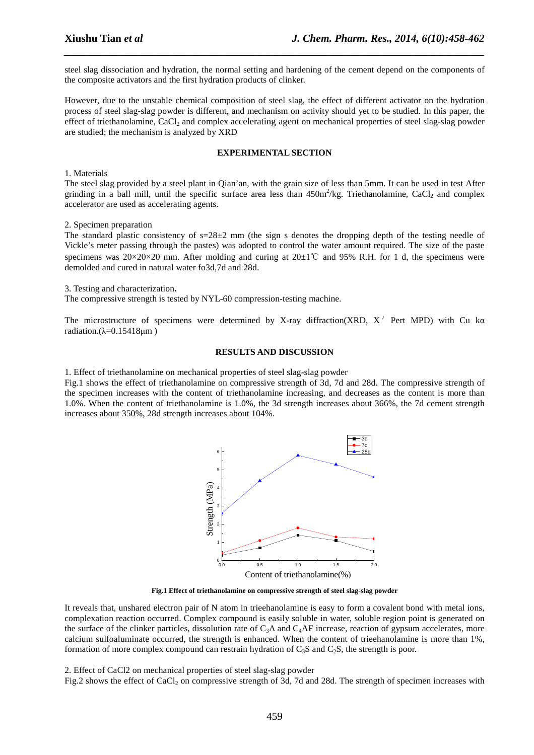steel slag dissociation and hydration, the normal setting and hardening of the cement depend on the components of the composite activators and the first hydration products of clinker.

However, due to the unstable chemical composition of steel slag, the effect of different activator on the hydration process of steel slag-slag powder is different, and mechanism on activity should yet to be studied. In this paper, the effect of triethanolamine, $CaCl_2$ and complex accelerating agent on mechanical properties of steel slag-slag powder are studied; the mechanism is analyzed by XRD

## EXPERIMENTAL SECTION

1. Materials

The steel slag provided by a steel plant in Qian'an, with the grain size of less than 5mm. It can be used in test After grinding in a ball mill, until the specific surface area less than $450m^2/kg$. Triethanolamine, $CaCl_2$ and complex accelerator are used as accelerating agents.

2. Specimen preparation

The standard plastic consistency of s=28±2 mm (the sign s denotes the dropping depth of the testing needle of Vickle's meter passing through the pastes) was adopted to control the water amount required. The size of the paste specimens was 20×20×20 mm. After molding and curing at 20±1℃ and 95% R.H. for 1 d, the specimens were demolded and cured in natural water fo3d,7d and 28d.

3. Testing and characterization**.**

The compressive strength is tested by NYL-60 compression-testing machine.

The microstructure of specimens were determined by X-ray diffraction(XRD, X′ Pert MPD) with Cu kα radiation.(λ=0.15418μm )

## RESULTS AND DISCUSSION

1. Effect of triethanolamine on mechanical properties of steel slag-slag powder

Fig.1 shows the effect of triethanolamine on compressive strength of 3d, 7d and 28d. The compressive strength of the specimen increases with the content of triethanolamine increasing, and decreases as the content is more than 1.0%. When the content of triethanolamine is 1.0%, the 3d strength increases about 366%, the 7d cement strength increases about 350%, 28d strength increases about 104%.

**Fig.1 Effect of triethanolamine on compressive strength of steel slag-slag powder**

It reveals that, unshared electron pair of N atom in trieehanolamine is easy to form a covalent bond with metal ions, complexation reaction occurred. Complex compound is easily soluble in water, soluble region point is generated on the surface of the clinker particles, dissolution rate of $C_3A$ and $C_4AF$ increase, reaction of gypsum accelerates, more calcium sulfoaluminate occurred, the strength is enhanced. When the content of trieehanolamine is more than 1%, formation of more complex compound can restrain hydration of $C_3S$ and $C_2S$, the strength is poor.

2. Effect of CaCl2 on mechanical properties of steel slag-slag powder

Fig.2 shows the effect of $CaCl_2$ on compressive strength of 3d, 7d and 28d. The strength of specimen increases with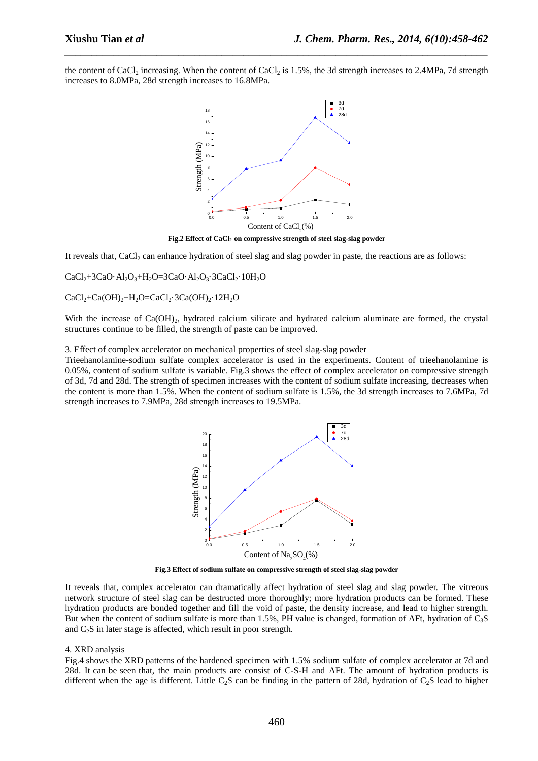the content of $CaCl_2$ increasing. When the content of $CaCl_2$ is 1.5%, the 3d strength increases to 2.4MPa, 7d strength increases to 8.0MPa, 28d strength increases to 16.8MPa.

**Fig.2 Effect of $CaCl_2$ on compressive strength of steel slag-slag powder**

It reveals that, $CaCl_2$ can enhance hydration of steel slag and slag powder in paste, the reactions are as follows:

$$CaCl_2+3CaO\cdot Al_2O_3+H_2O=3CaO\cdot Al_2O_3\cdot 3CaCl_2\cdot 10H_2O$$

$$CaCl_2+Ca(OH)_2+H_2O=CaCl_2\cdot 3Ca(OH)_2\cdot 12H_2O$$

With the increase of $Ca(OH)_2$, hydrated calcium silicate and hydrated calcium aluminate are formed, the crystal structures continue to be filled, the strength of paste can be improved.

3. Effect of complex accelerator on mechanical properties of steel slag-slag powder

Trieehanolamine-sodium sulfate complex accelerator is used in the experiments. Content of trieehanolamine is 0.05%, content of sodium sulfate is variable. Fig.3 shows the effect of complex accelerator on compressive strength of 3d, 7d and 28d. The strength of specimen increases with the content of sodium sulfate increasing, decreases when the content is more than 1.5%. When the content of sodium sulfate is 1.5%, the 3d strength increases to 7.6MPa, 7d strength increases to 7.9MPa, 28d strength increases to 19.5MPa.

**Fig.3 Effect of sodium sulfate on compressive strength of steel slag-slag powder**

It reveals that, complex accelerator can dramatically affect hydration of steel slag and slag powder. The vitreous network structure of steel slag can be destructed more thoroughly; more hydration products can be formed. These hydration products are bonded together and fill the void of paste, the density increase, and lead to higher strength. But when the content of sodium sulfate is more than 1.5%, PH value is changed, formation of AFt, hydration of $C_3S$ and $C_2S$ in later stage is affected, which result in poor strength.

4. XRD analysis

Fig.4 shows the XRD patterns of the hardened specimen with 1.5% sodium sulfate of complex accelerator at 7d and 28d. It can be seen that, the main products are consist of C-S-H and AFt. The amount of hydration products is different when the age is different. Little $C_2S$ can be finding in the pattern of 28d, hydration of $C_2S$ lead to higher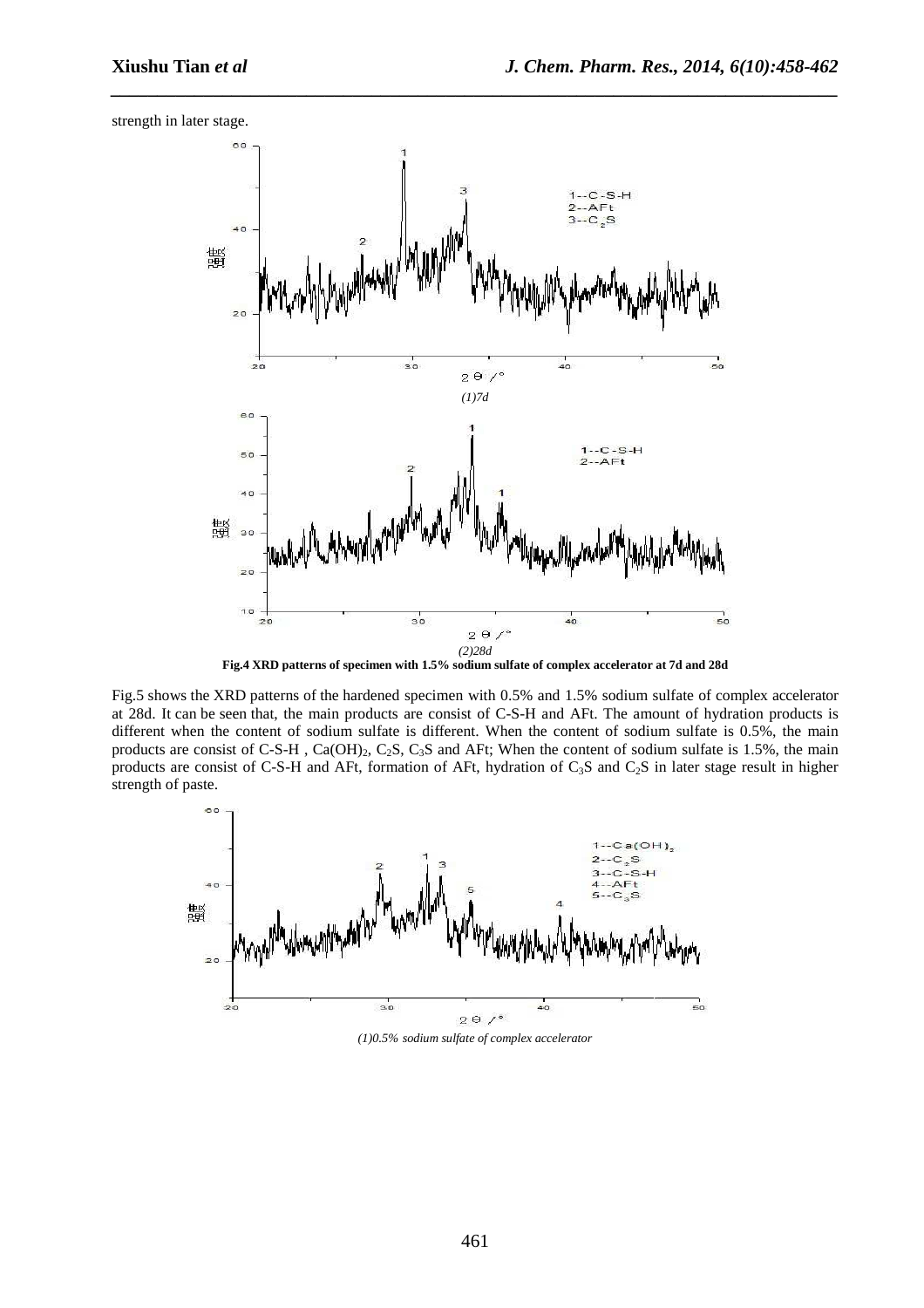strength in later stage.

*(1)7d*

*(2)28d*

**Fig.4 XRD patterns of specimen with 1.5% sodium sulfate of complex accelerator at 7d and 28d**

Fig.5 shows the XRD patterns of the hardened specimen with 0.5% and 1.5% sodium sulfate of complex accelerator at 28d. It can be seen that, the main products are consist of C-S-H and AFt. The amount of hydration products is different when the content of sodium sulfate is different. When the content of sodium sulfate is 0.5%, the main products are consist of C-S-H , $Ca(OH)_2$, $C_2S$, $C_3S$ and AFt; When the content of sodium sulfate is 1.5%, the main products are consist of C-S-H and AFt, formation of AFt, hydration of $C_3S$ and $C_2S$ in later stage result in higher strength of paste.

*(1)0.5% sodium sulfate of complex accelerator*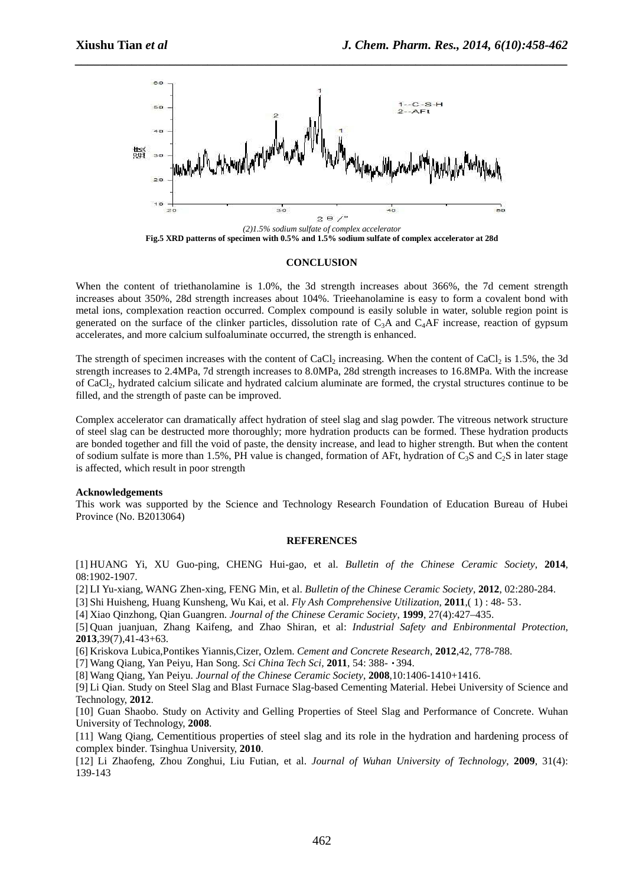1--C-S-H
2--AFt

60
50
40
30
20
10

20 30 40 50

2θ/°

*(2)1.5% sodium sulfate of complex accelerator*

**Fig.5 XRD patterns of specimen with 0.5% and 1.5% sodium sulfate of complex accelerator at 28d**

## CONCLUSION

When the content of triethanolamine is 1.0%, the 3d strength increases about 366%, the 7d cement strength increases about 350%, 28d strength increases about 104%. Trieehanolamine is easy to form a covalent bond with metal ions, complexation reaction occurred. Complex compound is easily soluble in water, soluble region point is generated on the surface of the clinker particles, dissolution rate of $C_3A$ and $C_4AF$ increase, reaction of gypsum accelerates, and more calcium sulfoaluminate occurred, the strength is enhanced.

The strength of specimen increases with the content of $CaCl_2$ increasing. When the content of $CaCl_2$ is 1.5%, the 3d strength increases to 2.4MPa, 7d strength increases to 8.0MPa, 28d strength increases to 16.8MPa. With the increase of $CaCl_2$, hydrated calcium silicate and hydrated calcium aluminate are formed, the crystal structures continue to be filled, and the strength of paste can be improved.

Complex accelerator can dramatically affect hydration of steel slag and slag powder. The vitreous network structure of steel slag can be destructed more thoroughly; more hydration products can be formed. These hydration products are bonded together and fill the void of paste, the density increase, and lead to higher strength. But when the content of sodium sulfate is more than 1.5%, PH value is changed, formation of AFt, hydration of $C_3S$ and $C_2S$ in later stage is affected, which result in poor strength

**Acknowledgements**

This work was supported by the Science and Technology Research Foundation of Education Bureau of Hubei Province (No. B2013064)

## REFERENCES

[1] HUANG Yi, XU Guo-ping, CHENG Hui-gao, et al. *Bulletin of the Chinese Ceramic Society*, **2014**, 08:1902-1907.

[2] LI Yu-xiang, WANG Zhen-xing, FENG Min, et al. *Bulletin of the Chinese Ceramic Society*, **2012**, 02:280-284.

[3] Shi Huisheng, Huang Kunsheng, Wu Kai, et al. *Fly Ash Comprehensive Utilization*, **2011**,( 1) : 48- 53.

[4] Xiao Qinzhong, Qian Guangren. *Journal of the Chinese Ceramic Society*, **1999**, 27(4):427–435.

[5] Quan juanjuan, Zhang Kaifeng, and Zhao Shiran, et al: *Industrial Safety and Enbironmental Protection*, **2013**,39(7),41-43+63.

[6] Kriskova Lubica,Pontikes Yiannis,Cizer, Ozlem. *Cement and Concrete Research*, **2012**,42, 778-788.

[7] Wang Qiang, Yan Peiyu, Han Song. *Sci China Tech Sci*, **2011**, 54: 388- ·394.

[8] Wang Qiang, Yan Peiyu. *Journal of the Chinese Ceramic Society*, **2008**,10:1406-1410+1416.

[9] Li Qian. Study on Steel Slag and Blast Furnace Slag-based Cementing Material. Hebei University of Science and Technology, **2012**.

[10] Guan Shaobo. Study on Activity and Gelling Properties of Steel Slag and Performance of Concrete. Wuhan University of Technology, **2008**.

[11] Wang Qiang, Cementitious properties of steel slag and its role in the hydration and hardening process of complex binder. Tsinghua University, **2010**.

[12] Li Zhaofeng, Zhou Zonghui, Liu Futian, et al. *Journal of Wuhan University of Technology*, **2009**, 31(4): 139-143